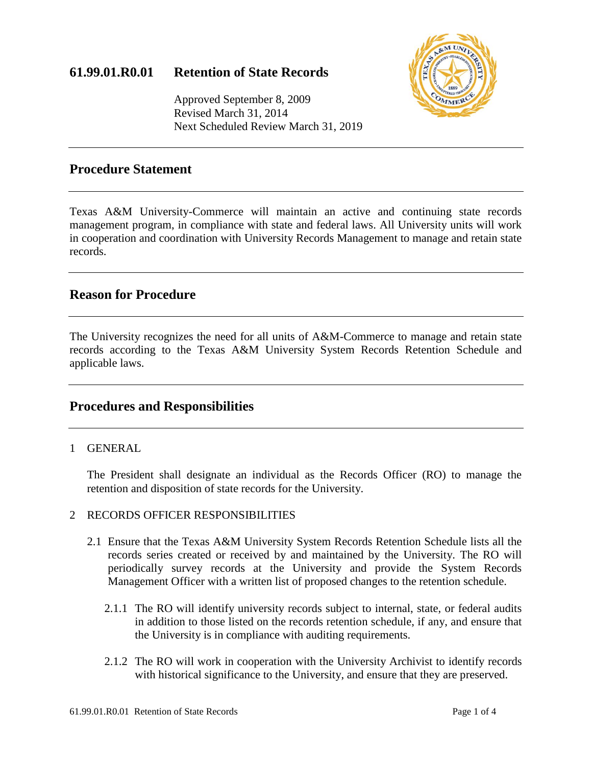# 61.99.01.R0.01 Retention of State Records

Approved September 8, 2009
Revised March 31, 2014
Next Scheduled Review March 31, 2019

## Procedure Statement

Texas A&M University-Commerce will maintain an active and continuing state records management program, in compliance with state and federal laws. All University units will work in cooperation and coordination with University Records Management to manage and retain state records.

## Reason for Procedure

The University recognizes the need for all units of A&M-Commerce to manage and retain state records according to the Texas A&M University System Records Retention Schedule and applicable laws.

## Procedures and Responsibilities

1 GENERAL

The President shall designate an individual as the Records Officer (RO) to manage the retention and disposition of state records for the University.

2 RECORDS OFFICER RESPONSIBILITIES

2.1 Ensure that the Texas A&M University System Records Retention Schedule lists all the records series created or received by and maintained by the University. The RO will periodically survey records at the University and provide the System Records Management Officer with a written list of proposed changes to the retention schedule.

2.1.1 The RO will identify university records subject to internal, state, or federal audits in addition to those listed on the records retention schedule, if any, and ensure that the University is in compliance with auditing requirements.

2.1.2 The RO will work in cooperation with the University Archivist to identify records with historical significance to the University, and ensure that they are preserved.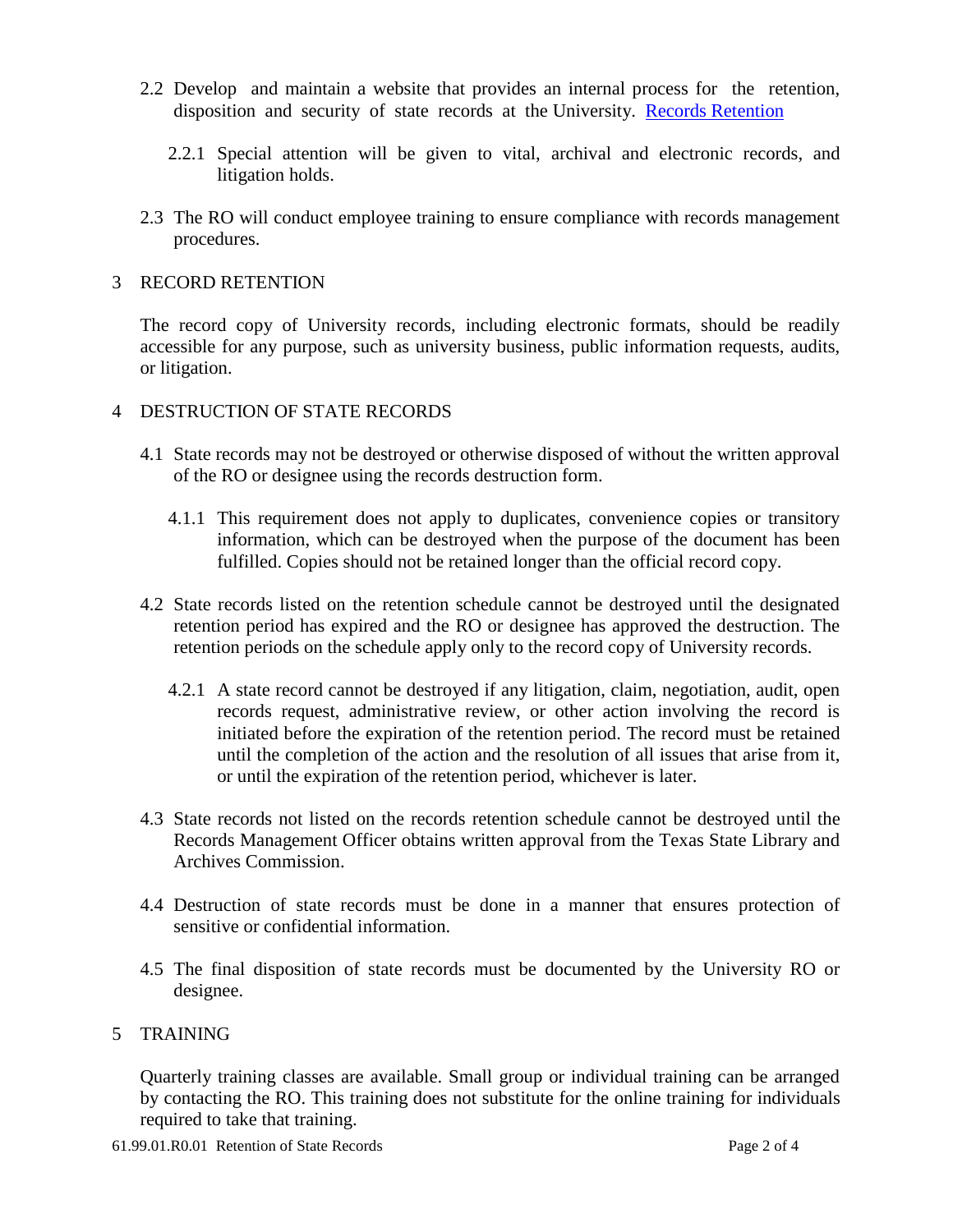2.2 Develop and maintain a website that provides an internal process for the retention, disposition and security of state records at the University. [Records Retention]

2.2.1 Special attention will be given to vital, archival and electronic records, and litigation holds.

2.3 The RO will conduct employee training to ensure compliance with records management procedures.

## 3 RECORD RETENTION

The record copy of University records, including electronic formats, should be readily accessible for any purpose, such as university business, public information requests, audits, or litigation.

## 4 DESTRUCTION OF STATE RECORDS

4.1 State records may not be destroyed or otherwise disposed of without the written approval of the RO or designee using the records destruction form.

4.1.1 This requirement does not apply to duplicates, convenience copies or transitory information, which can be destroyed when the purpose of the document has been fulfilled. Copies should not be retained longer than the official record copy.

4.2 State records listed on the retention schedule cannot be destroyed until the designated retention period has expired and the RO or designee has approved the destruction. The retention periods on the schedule apply only to the record copy of University records.

4.2.1 A state record cannot be destroyed if any litigation, claim, negotiation, audit, open records request, administrative review, or other action involving the record is initiated before the expiration of the retention period. The record must be retained until the completion of the action and the resolution of all issues that arise from it, or until the expiration of the retention period, whichever is later.

4.3 State records not listed on the records retention schedule cannot be destroyed until the Records Management Officer obtains written approval from the Texas State Library and Archives Commission.

4.4 Destruction of state records must be done in a manner that ensures protection of sensitive or confidential information.

4.5 The final disposition of state records must be documented by the University RO or designee.

## 5 TRAINING

Quarterly training classes are available. Small group or individual training can be arranged by contacting the RO. This training does not substitute for the online training for individuals required to take that training.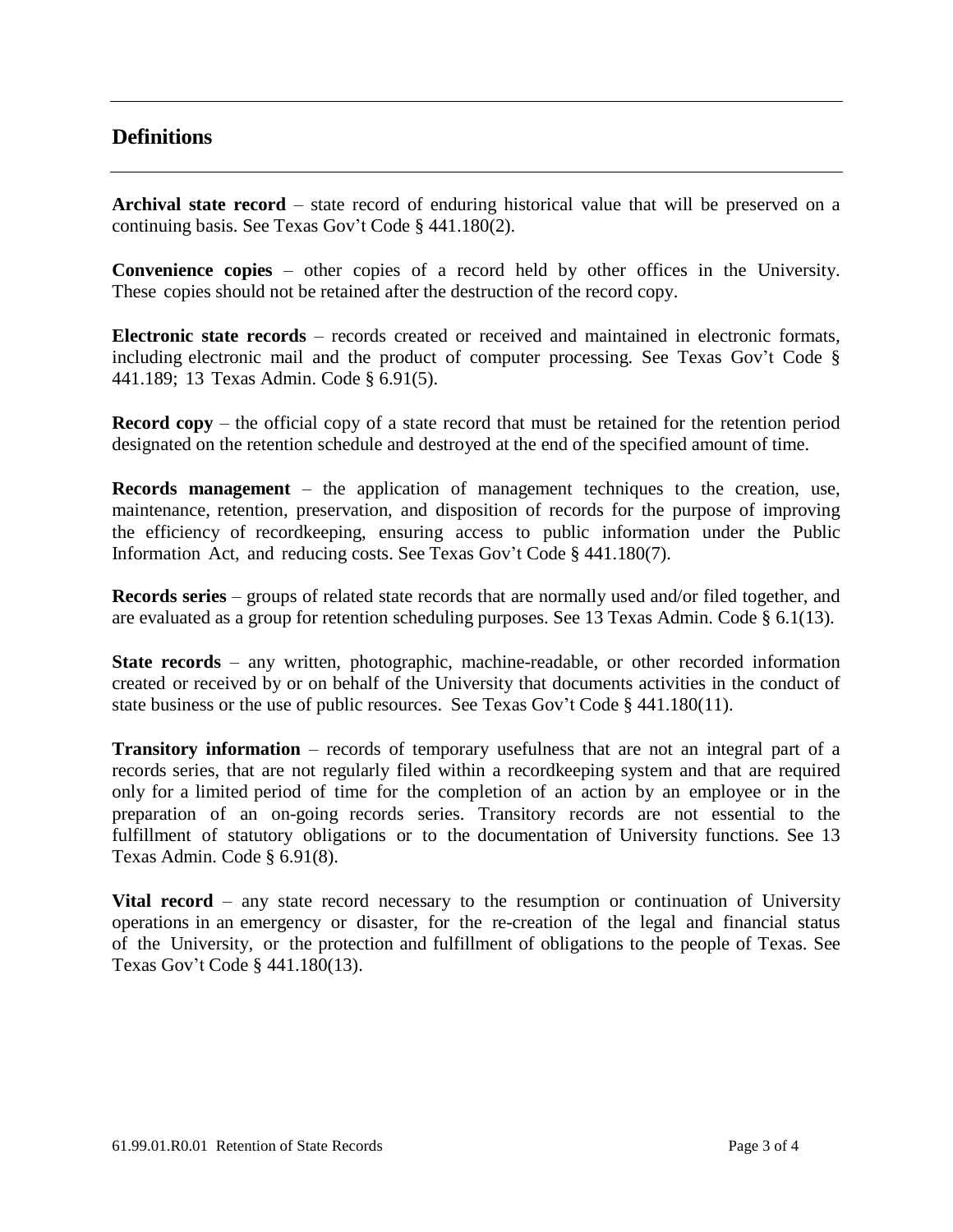## Definitions

**Archival state record** – state record of enduring historical value that will be preserved on a continuing basis. See Texas Gov't Code § 441.180(2).

**Convenience copies** – other copies of a record held by other offices in the University. These copies should not be retained after the destruction of the record copy.

**Electronic state records** – records created or received and maintained in electronic formats, including electronic mail and the product of computer processing. See Texas Gov't Code § 441.189; 13 Texas Admin. Code § 6.91(5).

**Record copy** – the official copy of a state record that must be retained for the retention period designated on the retention schedule and destroyed at the end of the specified amount of time.

**Records management** – the application of management techniques to the creation, use, maintenance, retention, preservation, and disposition of records for the purpose of improving the efficiency of recordkeeping, ensuring access to public information under the Public Information Act, and reducing costs. See Texas Gov't Code § 441.180(7).

**Records series** – groups of related state records that are normally used and/or filed together, and are evaluated as a group for retention scheduling purposes. See 13 Texas Admin. Code § 6.1(13).

**State records** – any written, photographic, machine-readable, or other recorded information created or received by or on behalf of the University that documents activities in the conduct of state business or the use of public resources. See Texas Gov't Code § 441.180(11).

**Transitory information** – records of temporary usefulness that are not an integral part of a records series, that are not regularly filed within a recordkeeping system and that are required only for a limited period of time for the completion of an action by an employee or in the preparation of an on-going records series. Transitory records are not essential to the fulfillment of statutory obligations or to the documentation of University functions. See 13 Texas Admin. Code § 6.91(8).

**Vital record** – any state record necessary to the resumption or continuation of University operations in an emergency or disaster, for the re-creation of the legal and financial status of the University, or the protection and fulfillment of obligations to the people of Texas. See Texas Gov't Code § 441.180(13).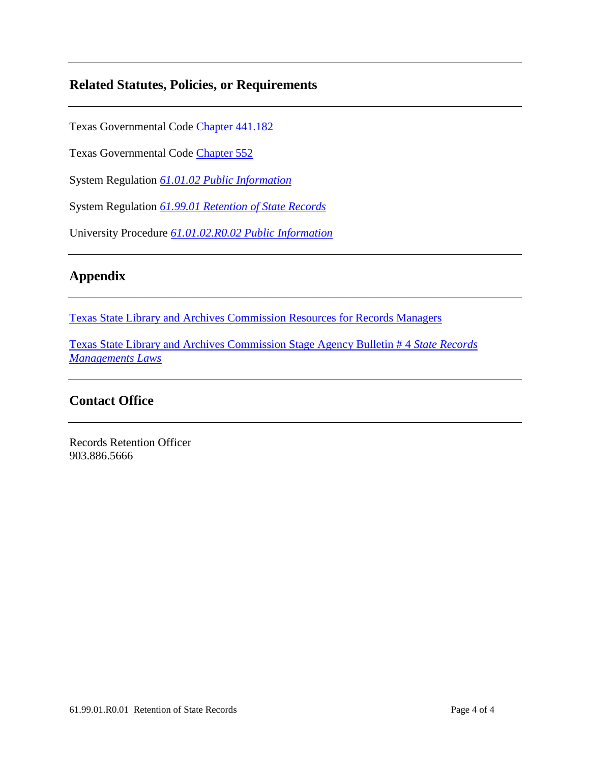## Related Statutes, Policies, or Requirements

Texas Governmental Code Chapter 441.182

Texas Governmental Code Chapter 552

System Regulation *61.01.02 Public Information*

System Regulation *61.99.01 Retention of State Records*

University Procedure *61.01.02.R0.02 Public Information*

## Appendix

Texas State Library and Archives Commission Resources for Records Managers

Texas State Library and Archives Commission Stage Agency Bulletin # 4 *State Records Managements Laws*

## Contact Office

Records Retention Officer
903.886.5666